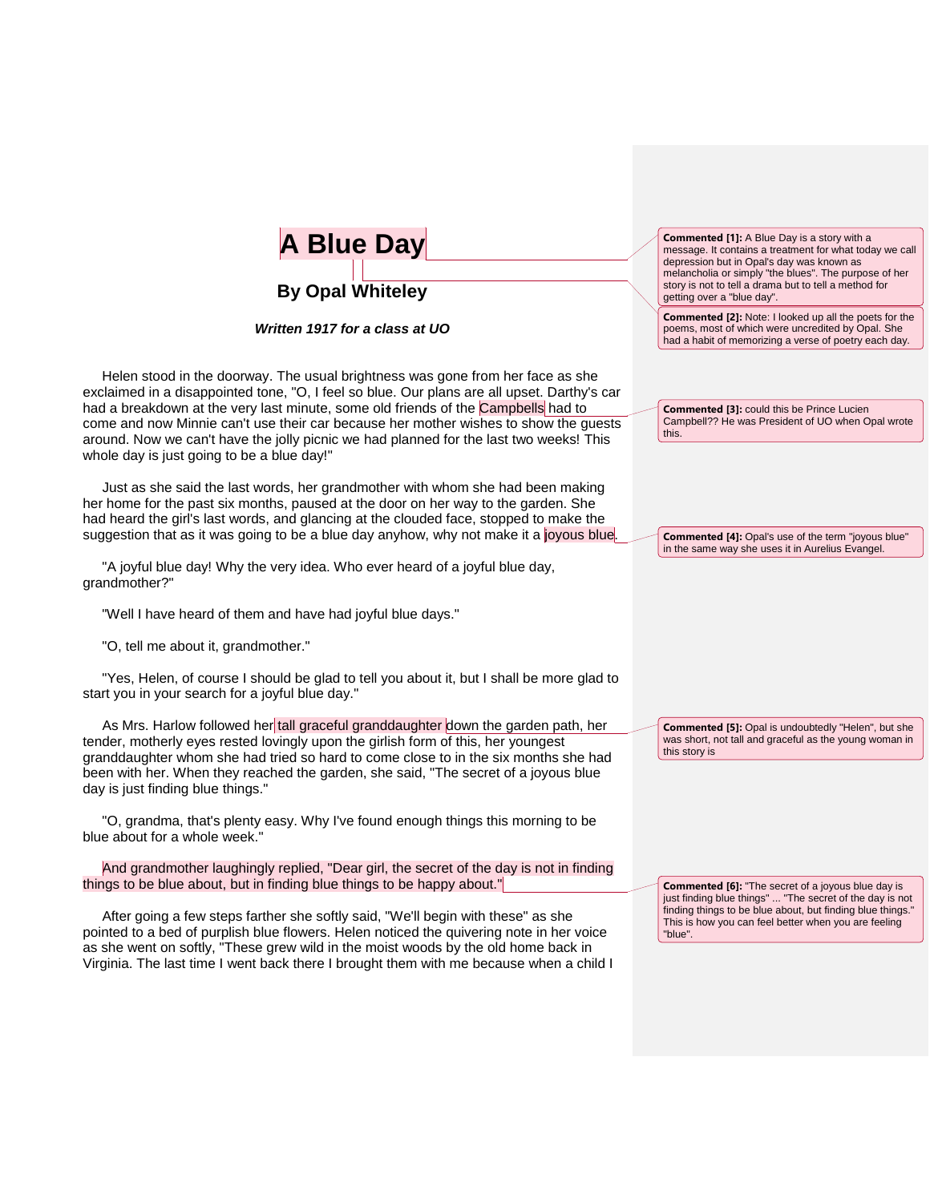# A Blue Day

## By Opal Whiteley

***Written 1917 for a class at UO***

Helen stood in the doorway. The usual brightness was gone from her face as she exclaimed in a disappointed tone, "O, I feel so blue. Our plans are all upset. Darthy's car had a breakdown at the very last minute, some old friends of the Campbells had to come and now Minnie can't use their car because her mother wishes to show the guests around. Now we can't have the jolly picnic we had planned for the last two weeks! This whole day is just going to be a blue day!"

Just as she said the last words, her grandmother with whom she had been making her home for the past six months, paused at the door on her way to the garden. She had heard the girl's last words, and glancing at the clouded face, stopped to make the suggestion that as it was going to be a blue day anyhow, why not make it a joyous blue.

"A joyful blue day! Why the very idea. Who ever heard of a joyful blue day, grandmother?"

"Well I have heard of them and have had joyful blue days."

"O, tell me about it, grandmother."

"Yes, Helen, of course I should be glad to tell you about it, but I shall be more glad to start you in your search for a joyful blue day."

As Mrs. Harlow followed her tall graceful granddaughter down the garden path, her tender, motherly eyes rested lovingly upon the girlish form of this, her youngest granddaughter whom she had tried so hard to come close to in the six months she had been with her. When they reached the garden, she said, "The secret of a joyous blue day is just finding blue things."

"O, grandma, that's plenty easy. Why I've found enough things this morning to be blue about for a whole week."

And grandmother laughingly replied, "Dear girl, the secret of the day is not in finding things to be blue about, but in finding blue things to be happy about."

After going a few steps farther she softly said, "We'll begin with these" as she pointed to a bed of purplish blue flowers. Helen noticed the quivering note in her voice as she went on softly, "These grew wild in the moist woods by the old home back in Virginia. The last time I went back there I brought them with me because when a child I

---

**Commented [1]:** A Blue Day is a story with a message. It contains a treatment for what today we call depression but in Opal's day was known as melancholia or simply "the blues". The purpose of her story is not to tell a drama but to tell a method for getting over a "blue day".

**Commented [2]:** Note: I looked up all the poets for the poems, most of which were uncredited by Opal. She had a habit of memorizing a verse of poetry each day.

**Commented [3]:** could this be Prince Lucien Campbell?? He was President of UO when Opal wrote this.

**Commented [4]:** Opal's use of the term "joyous blue" in the same way she uses it in Aurelius Evangel.

**Commented [5]:** Opal is undoubtedly "Helen", but she was short, not tall and graceful as the young woman in this story is

**Commented [6]:** "The secret of a joyous blue day is just finding blue things" ... "The secret of the day is not finding things to be blue about, but finding blue things." This is how you can feel better when you are feeling "blue".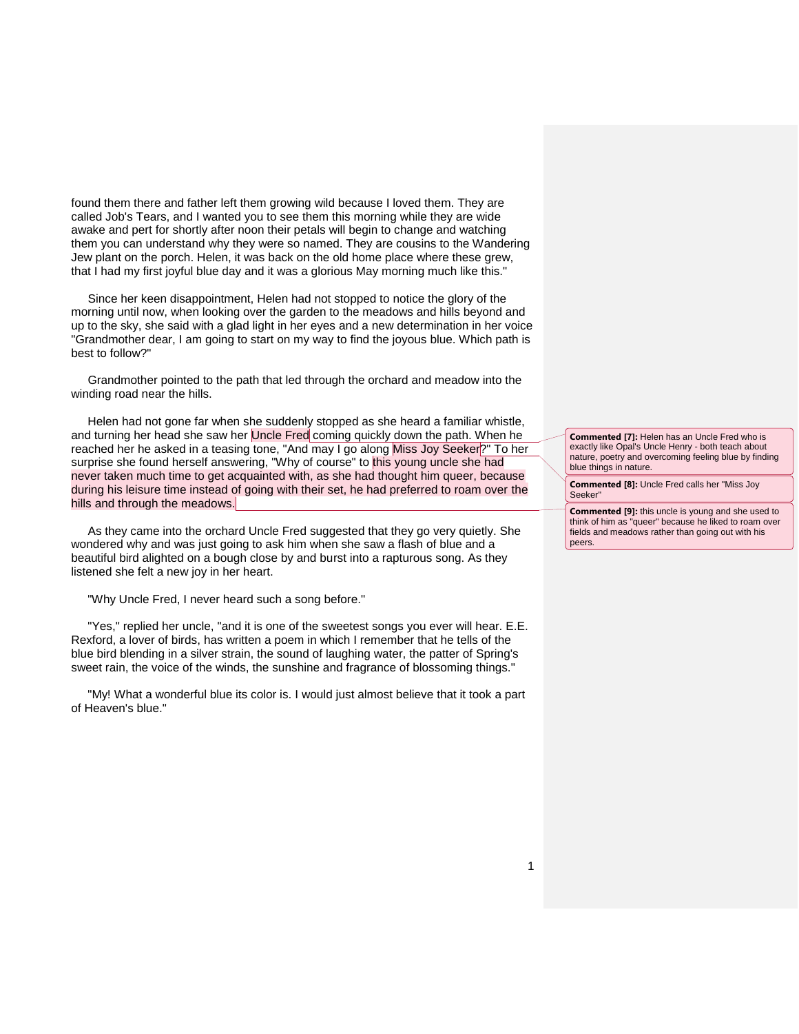found them there and father left them growing wild because I loved them. They are called Job's Tears, and I wanted you to see them this morning while they are wide awake and pert for shortly after noon their petals will begin to change and watching them you can understand why they were so named. They are cousins to the Wandering Jew plant on the porch. Helen, it was back on the old home place where these grew, that I had my first joyful blue day and it was a glorious May morning much like this."

Since her keen disappointment, Helen had not stopped to notice the glory of the morning until now, when looking over the garden to the meadows and hills beyond and up to the sky, she said with a glad light in her eyes and a new determination in her voice "Grandmother dear, I am going to start on my way to find the joyous blue. Which path is best to follow?"

Grandmother pointed to the path that led through the orchard and meadow into the winding road near the hills.

Helen had not gone far when she suddenly stopped as she heard a familiar whistle, and turning her head she saw her Uncle Fred coming quickly down the path. When he reached her he asked in a teasing tone, "And may I go along Miss Joy Seeker?" To her surprise she found herself answering, "Why of course" to this young uncle she had never taken much time to get acquainted with, as she had thought him queer, because during his leisure time instead of going with their set, he had preferred to roam over the hills and through the meadows.

As they came into the orchard Uncle Fred suggested that they go very quietly. She wondered why and was just going to ask him when she saw a flash of blue and a beautiful bird alighted on a bough close by and burst into a rapturous song. As they listened she felt a new joy in her heart.

"Why Uncle Fred, I never heard such a song before."

"Yes," replied her uncle, "and it is one of the sweetest songs you ever will hear. E.E. Rexford, a lover of birds, has written a poem in which I remember that he tells of the blue bird blending in a silver strain, the sound of laughing water, the patter of Spring's sweet rain, the voice of the winds, the sunshine and fragrance of blossoming things."

"My! What a wonderful blue its color is. I would just almost believe that it took a part of Heaven's blue."

**Commented [7]:** Helen has an Uncle Fred who is exactly like Opal's Uncle Henry - both teach about nature, poetry and overcoming feeling blue by finding blue things in nature.

**Commented [8]:** Uncle Fred calls her "Miss Joy Seeker"

**Commented [9]:** this uncle is young and she used to think of him as "queer" because he liked to roam over fields and meadows rather than going out with his peers.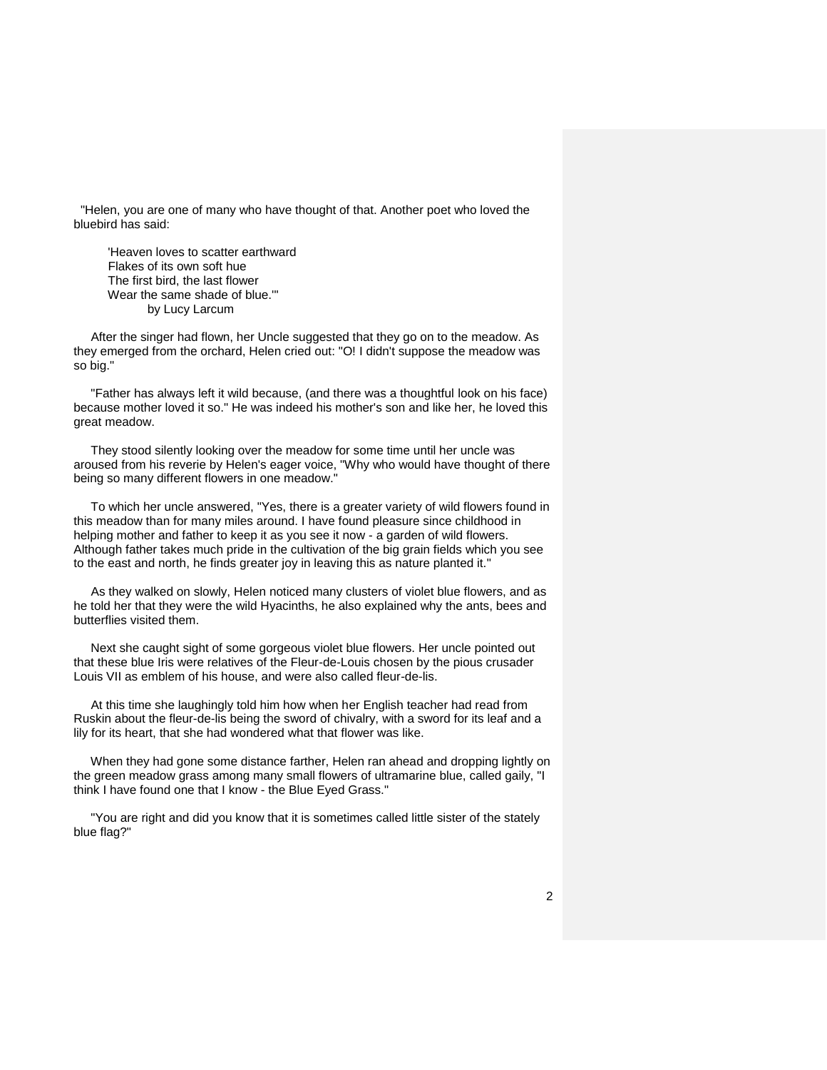"Helen, you are one of many who have thought of that. Another poet who loved the bluebird has said:

> 'Heaven loves to scatter earthward
> Flakes of its own soft hue
> The first bird, the last flower
> Wear the same shade of blue.'"
>
> by Lucy Larcum

After the singer had flown, her Uncle suggested that they go on to the meadow. As they emerged from the orchard, Helen cried out: "O! I didn't suppose the meadow was so big."

"Father has always left it wild because, (and there was a thoughtful look on his face) because mother loved it so." He was indeed his mother's son and like her, he loved this great meadow.

They stood silently looking over the meadow for some time until her uncle was aroused from his reverie by Helen's eager voice, "Why who would have thought of there being so many different flowers in one meadow."

To which her uncle answered, "Yes, there is a greater variety of wild flowers found in this meadow than for many miles around. I have found pleasure since childhood in helping mother and father to keep it as you see it now - a garden of wild flowers. Although father takes much pride in the cultivation of the big grain fields which you see to the east and north, he finds greater joy in leaving this as nature planted it."

As they walked on slowly, Helen noticed many clusters of violet blue flowers, and as he told her that they were the wild Hyacinths, he also explained why the ants, bees and butterflies visited them.

Next she caught sight of some gorgeous violet blue flowers. Her uncle pointed out that these blue Iris were relatives of the Fleur-de-Louis chosen by the pious crusader Louis VII as emblem of his house, and were also called fleur-de-lis.

At this time she laughingly told him how when her English teacher had read from Ruskin about the fleur-de-lis being the sword of chivalry, with a sword for its leaf and a lily for its heart, that she had wondered what that flower was like.

When they had gone some distance farther, Helen ran ahead and dropping lightly on the green meadow grass among many small flowers of ultramarine blue, called gaily, "I think I have found one that I know - the Blue Eyed Grass."

"You are right and did you know that it is sometimes called little sister of the stately blue flag?"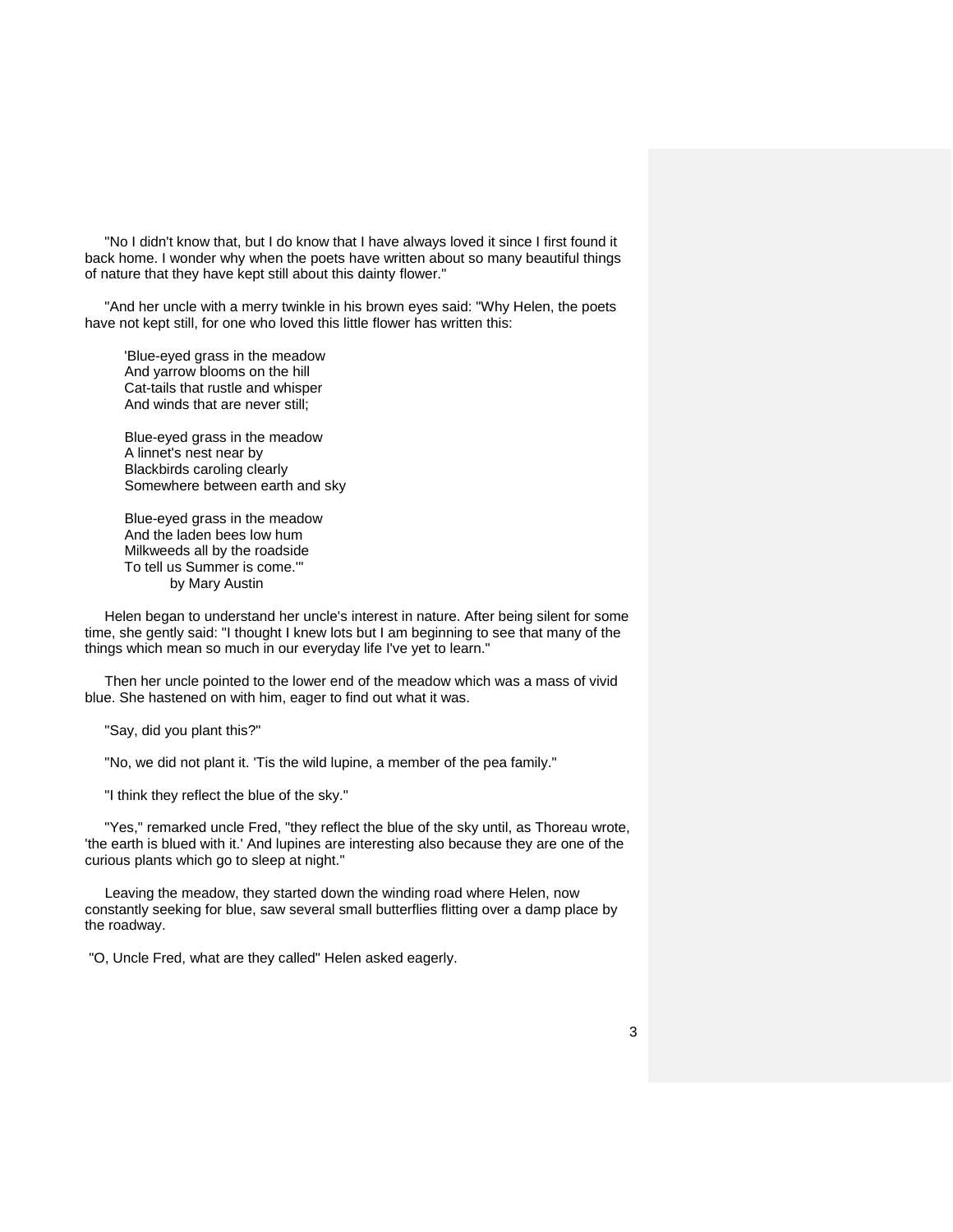"No I didn't know that, but I do know that I have always loved it since I first found it back home. I wonder why when the poets have written about so many beautiful things of nature that they have kept still about this dainty flower."

"And her uncle with a merry twinkle in his brown eyes said: "Why Helen, the poets have not kept still, for one who loved this little flower has written this:

> 'Blue-eyed grass in the meadow  
> And yarrow blooms on the hill  
> Cat-tails that rustle and whisper  
> And winds that are never still;
>
> Blue-eyed grass in the meadow  
> A linnet's nest near by  
> Blackbirds caroling clearly  
> Somewhere between earth and sky
>
> Blue-eyed grass in the meadow  
> And the laden bees low hum  
> Milkweeds all by the roadside  
> To tell us Summer is come.'"  
> by Mary Austin

Helen began to understand her uncle's interest in nature. After being silent for some time, she gently said: "I thought I knew lots but I am beginning to see that many of the things which mean so much in our everyday life I've yet to learn."

Then her uncle pointed to the lower end of the meadow which was a mass of vivid blue. She hastened on with him, eager to find out what it was.

"Say, did you plant this?"

"No, we did not plant it. 'Tis the wild lupine, a member of the pea family."

"I think they reflect the blue of the sky."

"Yes," remarked uncle Fred, "they reflect the blue of the sky until, as Thoreau wrote, 'the earth is blued with it.' And lupines are interesting also because they are one of the curious plants which go to sleep at night."

Leaving the meadow, they started down the winding road where Helen, now constantly seeking for blue, saw several small butterflies flitting over a damp place by the roadway.

"O, Uncle Fred, what are they called" Helen asked eagerly.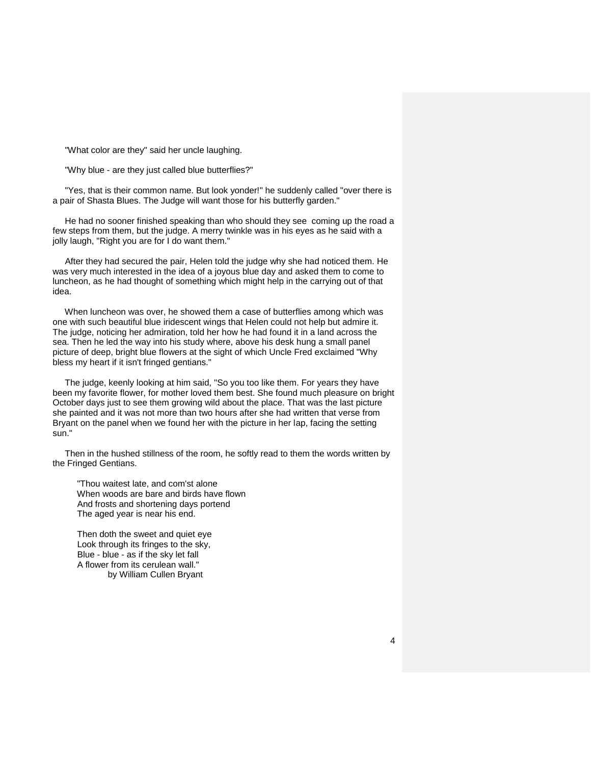"What color are they" said her uncle laughing.

"Why blue - are they just called blue butterflies?"

"Yes, that is their common name. But look yonder!" he suddenly called "over there is a pair of Shasta Blues. The Judge will want those for his butterfly garden."

He had no sooner finished speaking than who should they see coming up the road a few steps from them, but the judge. A merry twinkle was in his eyes as he said with a jolly laugh, "Right you are for I do want them."

After they had secured the pair, Helen told the judge why she had noticed them. He was very much interested in the idea of a joyous blue day and asked them to come to luncheon, as he had thought of something which might help in the carrying out of that idea.

When luncheon was over, he showed them a case of butterflies among which was one with such beautiful blue iridescent wings that Helen could not help but admire it. The judge, noticing her admiration, told her how he had found it in a land across the sea. Then he led the way into his study where, above his desk hung a small panel picture of deep, bright blue flowers at the sight of which Uncle Fred exclaimed "Why bless my heart if it isn't fringed gentians."

The judge, keenly looking at him said, "So you too like them. For years they have been my favorite flower, for mother loved them best. She found much pleasure on bright October days just to see them growing wild about the place. That was the last picture she painted and it was not more than two hours after she had written that verse from Bryant on the panel when we found her with the picture in her lap, facing the setting sun."

Then in the hushed stillness of the room, he softly read to them the words written by the Fringed Gentians.

> "Thou waitest late, and com'st alone
> When woods are bare and birds have flown
> And frosts and shortening days portend
> The aged year is near his end.
>
> Then doth the sweet and quiet eye
> Look through its fringes to the sky,
> Blue - blue - as if the sky let fall
> A flower from its cerulean wall."
>
> by William Cullen Bryant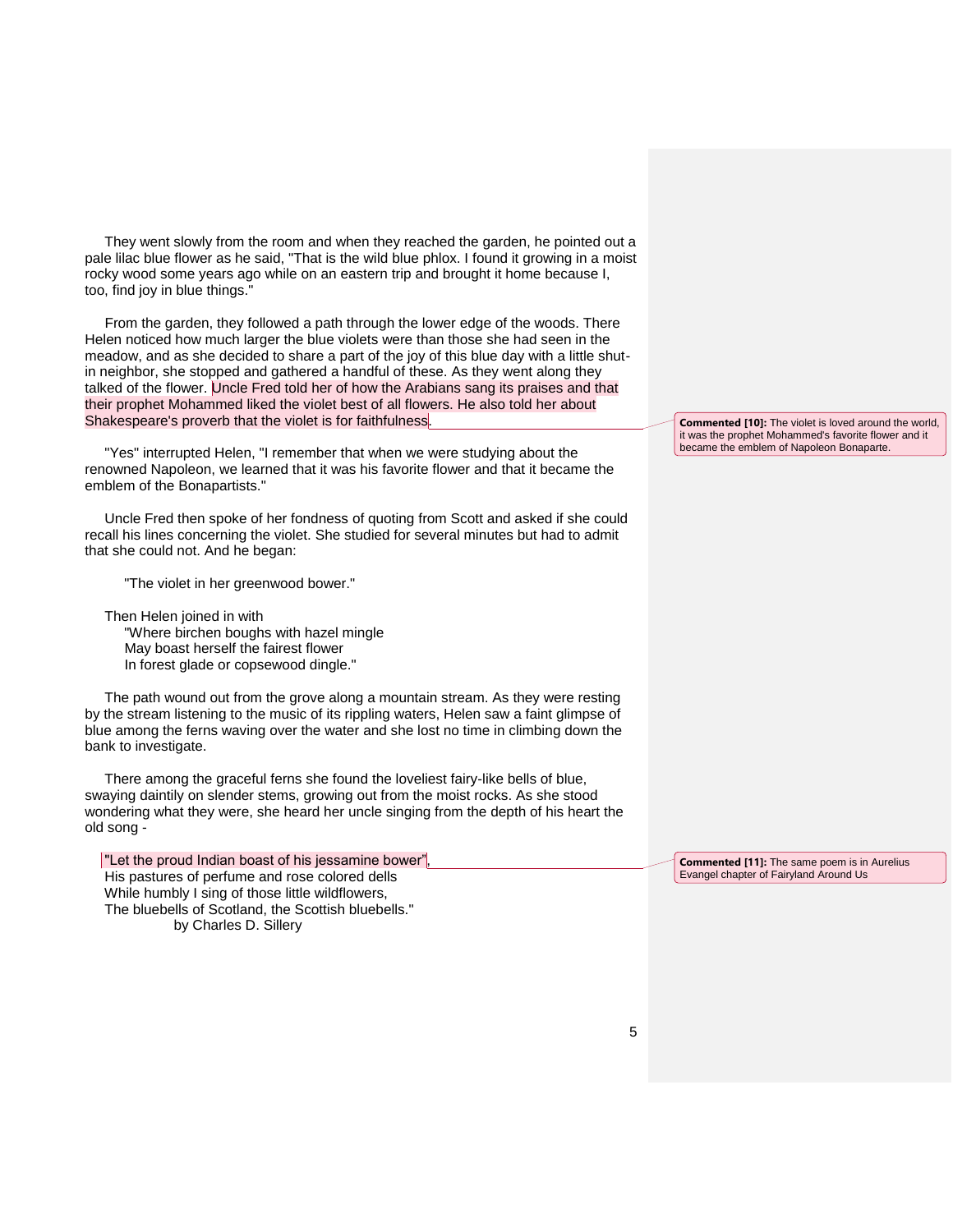They went slowly from the room and when they reached the garden, he pointed out a pale lilac blue flower as he said, "That is the wild blue phlox. I found it growing in a moist rocky wood some years ago while on an eastern trip and brought it home because I, too, find joy in blue things."

From the garden, they followed a path through the lower edge of the woods. There Helen noticed how much larger the blue violets were than those she had seen in the meadow, and as she decided to share a part of the joy of this blue day with a little shut-in neighbor, she stopped and gathered a handful of these. As they went along they talked of the flower. Uncle Fred told her of how the Arabians sang its praises and that their prophet Mohammed liked the violet best of all flowers. He also told her about Shakespeare's proverb that the violet is for faithfulness.

**Commented [10]:** The violet is loved around the world, it was the prophet Mohammed's favorite flower and it became the emblem of Napoleon Bonaparte.

"Yes" interrupted Helen, "I remember that when we were studying about the renowned Napoleon, we learned that it was his favorite flower and that it became the emblem of the Bonapartists."

Uncle Fred then spoke of her fondness of quoting from Scott and asked if she could recall his lines concerning the violet. She studied for several minutes but had to admit that she could not. And he began:

> "The violet in her greenwood bower."

Then Helen joined in with

> "Where birchen boughs with hazel mingle
> May boast herself the fairest flower
> In forest glade or copsewood dingle."

The path wound out from the grove along a mountain stream. As they were resting by the stream listening to the music of its rippling waters, Helen saw a faint glimpse of blue among the ferns waving over the water and she lost no time in climbing down the bank to investigate.

There among the graceful ferns she found the loveliest fairy-like bells of blue, swaying daintily on slender stems, growing out from the moist rocks. As she stood wondering what they were, she heard her uncle singing from the depth of his heart the old song -

> "Let the proud Indian boast of his jessamine bower",
> His pastures of perfume and rose colored dells
> While humbly I sing of those little wildflowers,
> The bluebells of Scotland, the Scottish bluebells."
> by Charles D. Sillery

**Commented [11]:** The same poem is in Aurelius Evangel chapter of Fairyland Around Us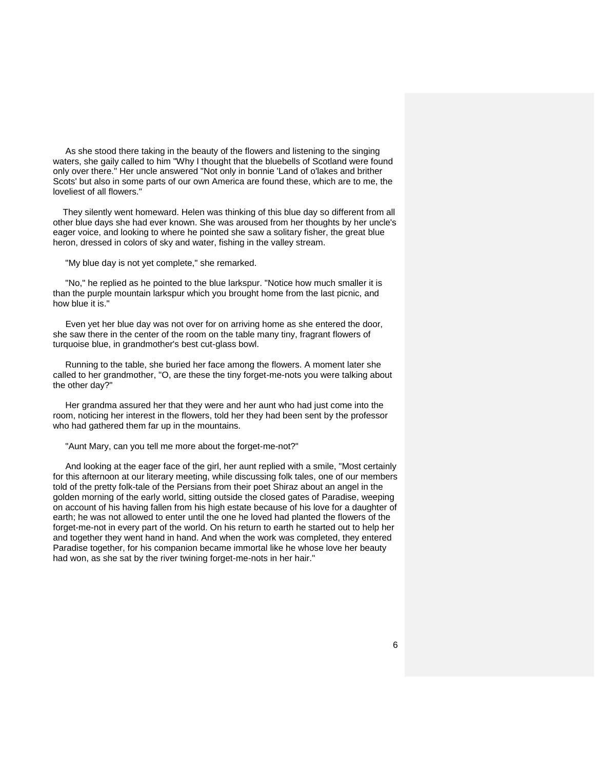As she stood there taking in the beauty of the flowers and listening to the singing waters, she gaily called to him "Why I thought that the bluebells of Scotland were found only over there." Her uncle answered "Not only in bonnie 'Land of o'lakes and brither Scots' but also in some parts of our own America are found these, which are to me, the loveliest of all flowers."

They silently went homeward. Helen was thinking of this blue day so different from all other blue days she had ever known. She was aroused from her thoughts by her uncle's eager voice, and looking to where he pointed she saw a solitary fisher, the great blue heron, dressed in colors of sky and water, fishing in the valley stream.

"My blue day is not yet complete," she remarked.

"No," he replied as he pointed to the blue larkspur. "Notice how much smaller it is than the purple mountain larkspur which you brought home from the last picnic, and how blue it is."

Even yet her blue day was not over for on arriving home as she entered the door, she saw there in the center of the room on the table many tiny, fragrant flowers of turquoise blue, in grandmother's best cut-glass bowl.

Running to the table, she buried her face among the flowers. A moment later she called to her grandmother, "O, are these the tiny forget-me-nots you were talking about the other day?"

Her grandma assured her that they were and her aunt who had just come into the room, noticing her interest in the flowers, told her they had been sent by the professor who had gathered them far up in the mountains.

"Aunt Mary, can you tell me more about the forget-me-not?"

And looking at the eager face of the girl, her aunt replied with a smile, "Most certainly for this afternoon at our literary meeting, while discussing folk tales, one of our members told of the pretty folk-tale of the Persians from their poet Shiraz about an angel in the golden morning of the early world, sitting outside the closed gates of Paradise, weeping on account of his having fallen from his high estate because of his love for a daughter of earth; he was not allowed to enter until the one he loved had planted the flowers of the forget-me-not in every part of the world. On his return to earth he started out to help her and together they went hand in hand. And when the work was completed, they entered Paradise together, for his companion became immortal like he whose love her beauty had won, as she sat by the river twining forget-me-nots in her hair."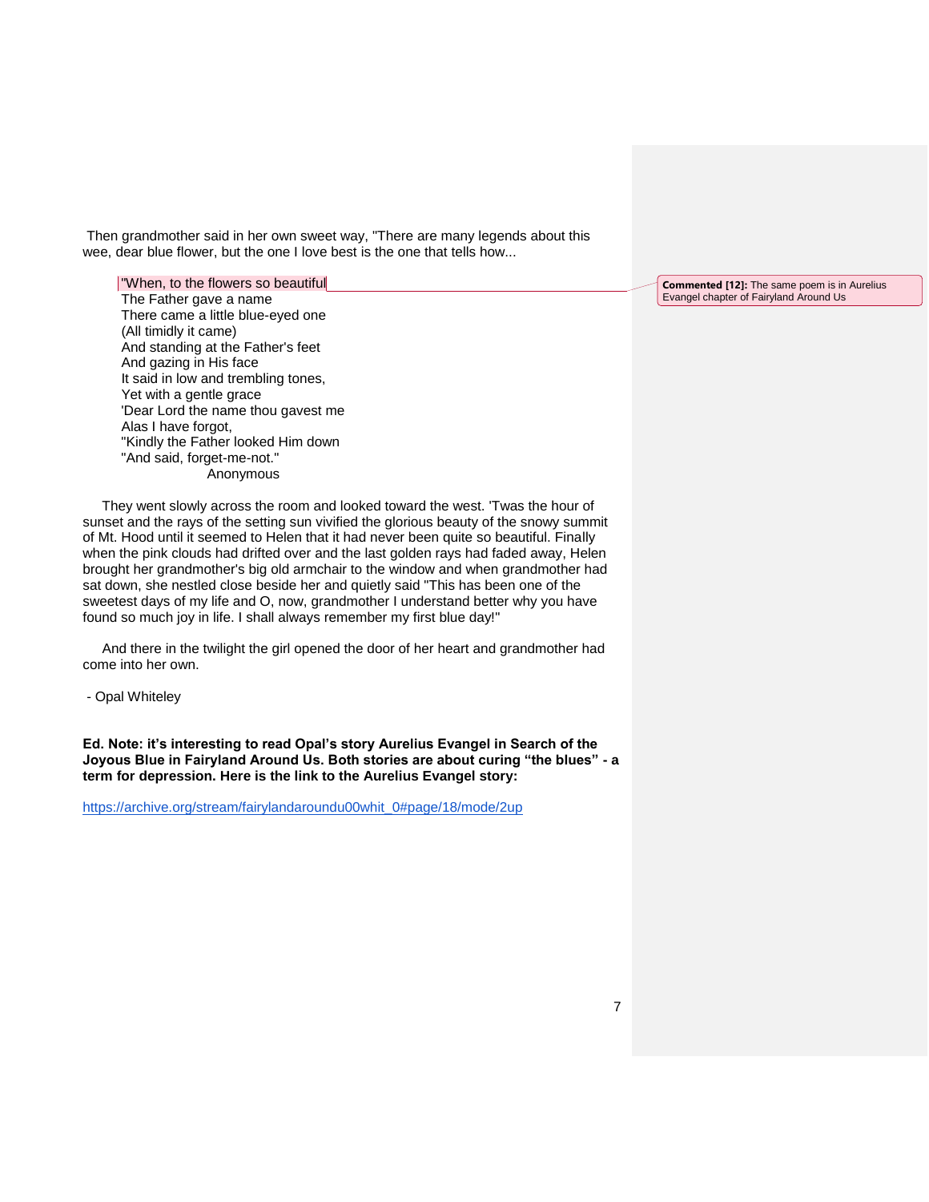Then grandmother said in her own sweet way, "There are many legends about this wee, dear blue flower, but the one I love best is the one that tells how...

> "When, to the flowers so beautiful
> The Father gave a name
> There came a little blue-eyed one
> (All timidly it came)
> And standing at the Father's feet
> And gazing in His face
> It said in low and trembling tones,
> Yet with a gentle grace
> 'Dear Lord the name thou gavest me
> Alas I have forgot,
> "Kindly the Father looked Him down
> "And said, forget-me-not."
> Anonymous

**Commented [12]:** The same poem is in Aurelius Evangel chapter of Fairyland Around Us

They went slowly across the room and looked toward the west. 'Twas the hour of sunset and the rays of the setting sun vivified the glorious beauty of the snowy summit of Mt. Hood until it seemed to Helen that it had never been quite so beautiful. Finally when the pink clouds had drifted over and the last golden rays had faded away, Helen brought her grandmother's big old armchair to the window and when grandmother had sat down, she nestled close beside her and quietly said "This has been one of the sweetest days of my life and O, now, grandmother I understand better why you have found so much joy in life. I shall always remember my first blue day!"

And there in the twilight the girl opened the door of her heart and grandmother had come into her own.

- Opal Whiteley

**Ed. Note: it's interesting to read Opal's story Aurelius Evangel in Search of the Joyous Blue in Fairyland Around Us. Both stories are about curing "the blues" - a term for depression. Here is the link to the Aurelius Evangel story:**

https://archive.org/stream/fairylandaroundu00whit_0#page/18/mode/2up